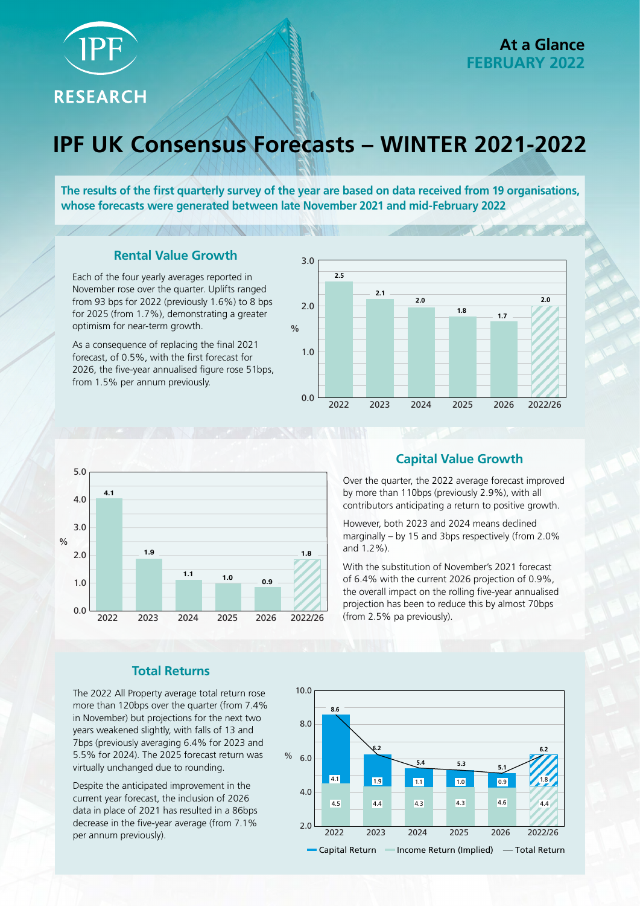IPF RESEARCH

**At a Glance**
**FEBRUARY 2022**

# IPF UK Consensus Forecasts – WINTER 2021-2022

**The results of the first quarterly survey of the year are based on data received from 19 organisations, whose forecasts were generated between late November 2021 and mid-February 2022**

## Rental Value Growth

Each of the four yearly averages reported in November rose over the quarter. Uplifts ranged from 93 bps for 2022 (previously 1.6%) to 8 bps for 2025 (from 1.7%), demonstrating a greater optimism for near-term growth.

As a consequence of replacing the final 2021 forecast, of 0.5%, with the first forecast for 2026, the five-year annualised figure rose 51bps, from 1.5% per annum previously.

| | 2022 | 2023 | 2024 | 2025 | 2026 | 2022/26 |
|---|---|---|---|---|---|---|
| % | 2.5 | 2.1 | 2.0 | 1.8 | 1.7 | 2.0 |

## Capital Value Growth

| | 2022 | 2023 | 2024 | 2025 | 2026 | 2022/26 |
|---|---|---|---|---|---|---|
| % | 4.1 | 1.9 | 1.1 | 1.0 | 0.9 | 1.8 |

Over the quarter, the 2022 average forecast improved by more than 110bps (previously 2.9%), with all contributors anticipating a return to positive growth.

However, both 2023 and 2024 means declined marginally – by 15 and 3bps respectively (from 2.0% and 1.2%).

With the substitution of November's 2021 forecast of 6.4% with the current 2026 projection of 0.9%, the overall impact on the rolling five-year annualised projection has been to reduce this by almost 70bps (from 2.5% pa previously).

## Total Returns

The 2022 All Property average total return rose more than 120bps over the quarter (from 7.4% in November) but projections for the next two years weakened slightly, with falls of 13 and 7bps (previously averaging 6.4% for 2023 and 5.5% for 2024). The 2025 forecast return was virtually unchanged due to rounding.

Despite the anticipated improvement in the current year forecast, the inclusion of 2026 data in place of 2021 has resulted in a 86bps decrease in the five-year average (from 7.1% per annum previously).

| % | 2022 | 2023 | 2024 | 2025 | 2026 | 2022/26 |
|---|---|---|---|---|---|---|
| Capital Return | 4.1 | 1.9 | 1.1 | 1.0 | 0.9 | 1.8 |
| Income Return (Implied) | 4.5 | 4.4 | 4.3 | 4.3 | 4.6 | 4.4 |
| Total Return | 8.6 | 6.2 | 5.4 | 5.3 | 5.1 | 6.2 |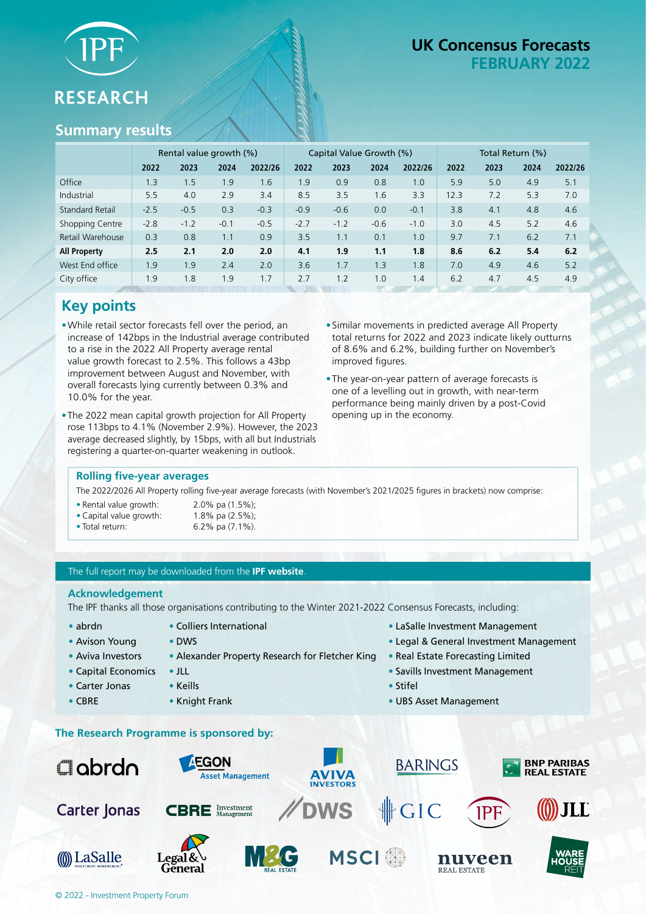# UK Concensus Forecasts FEBRUARY 2022

IPF RESEARCH

## Summary results

| | Rental value growth (%) | | | | Capital Value Growth (%) | | | | Total Return (%) | | | |
|---|---|---|---|---|---|---|---|---|---|---|---|---|
| | 2022 | 2023 | 2024 | 2022/26 | 2022 | 2023 | 2024 | 2022/26 | 2022 | 2023 | 2024 | 2022/26 |
| Office | 1.3 | 1.5 | 1.9 | 1.6 | 1.9 | 0.9 | 0.8 | 1.0 | 5.9 | 5.0 | 4.9 | 5.1 |
| Industrial | 5.5 | 4.0 | 2.9 | 3.4 | 8.5 | 3.5 | 1.6 | 3.3 | 12.3 | 7.2 | 5.3 | 7.0 |
| Standard Retail | -2.5 | -0.5 | 0.3 | -0.3 | -0.9 | -0.6 | 0.0 | -0.1 | 3.8 | 4.1 | 4.8 | 4.6 |
| Shopping Centre | -2.8 | -1.2 | -0.1 | -0.5 | -2.7 | -1.2 | -0.6 | -1.0 | 3.0 | 4.5 | 5.2 | 4.6 |
| Retail Warehouse | 0.3 | 0.8 | 1.1 | 0.9 | 3.5 | 1.1 | 0.1 | 1.0 | 9.7 | 7.1 | 6.2 | 7.1 |
| **All Property** | **2.5** | **2.1** | **2.0** | **2.0** | **4.1** | **1.9** | **1.1** | **1.8** | **8.6** | **6.2** | **5.4** | **6.2** |
| West End office | 1.9 | 1.9 | 2.4 | 2.0 | 3.6 | 1.7 | 1.3 | 1.8 | 7.0 | 4.9 | 4.6 | 5.2 |
| City office | 1.9 | 1.8 | 1.9 | 1.7 | 2.7 | 1.2 | 1.0 | 1.4 | 6.2 | 4.7 | 4.5 | 4.9 |

## Key points

- While retail sector forecasts fell over the period, an increase of 142bps in the Industrial average contributed to a rise in the 2022 All Property average rental value growth forecast to 2.5%. This follows a 43bp improvement between August and November, with overall forecasts lying currently between 0.3% and 10.0% for the year.
- The 2022 mean capital growth projection for All Property rose 113bps to 4.1% (November 2.9%). However, the 2023 average decreased slightly, by 15bps, with all but Industrials registering a quarter-on-quarter weakening in outlook.
- Similar movements in predicted average All Property total returns for 2022 and 2023 indicate likely outturns of 8.6% and 6.2%, building further on November's improved figures.
- The year-on-year pattern of average forecasts is one of a levelling out in growth, with near-term performance being mainly driven by a post-Covid opening up in the economy.

### Rolling five-year averages

The 2022/2026 All Property rolling five-year average forecasts (with November's 2021/2025 figures in brackets) now comprise:

- Rental value growth: 2.0% pa (1.5%);
- Capital value growth: 1.8% pa (2.5%);
- Total return: 6.2% pa (7.1%).

The full report may be downloaded from the **IPF website**.

### Acknowledgement

The IPF thanks all those organisations contributing to the Winter 2021-2022 Consensus Forecasts, including:

- abrdn
- Avison Young
- Aviva Investors
- Capital Economics
- Carter Jonas
- CBRE
- Colliers International
- DWS
- Alexander Property Research for Fletcher King
- JLL
- Keills
- Knight Frank
- LaSalle Investment Management
- Legal & General Investment Management
- Real Estate Forecasting Limited
- Savills Investment Management
- Stifel
- UBS Asset Management

### The Research Programme is sponsored by:

abrdn, AEGON Asset Management, Aviva Investors, Barings, BNP Paribas Real Estate, Carter Jonas, CBRE Investment Management, DWS, GIC, IPF, JLL, LaSalle Investment Management, Legal & General, M&G Real Estate, MSCI, Nuveen Real Estate, Warehouse REIT

© 2022 - Investment Property Forum